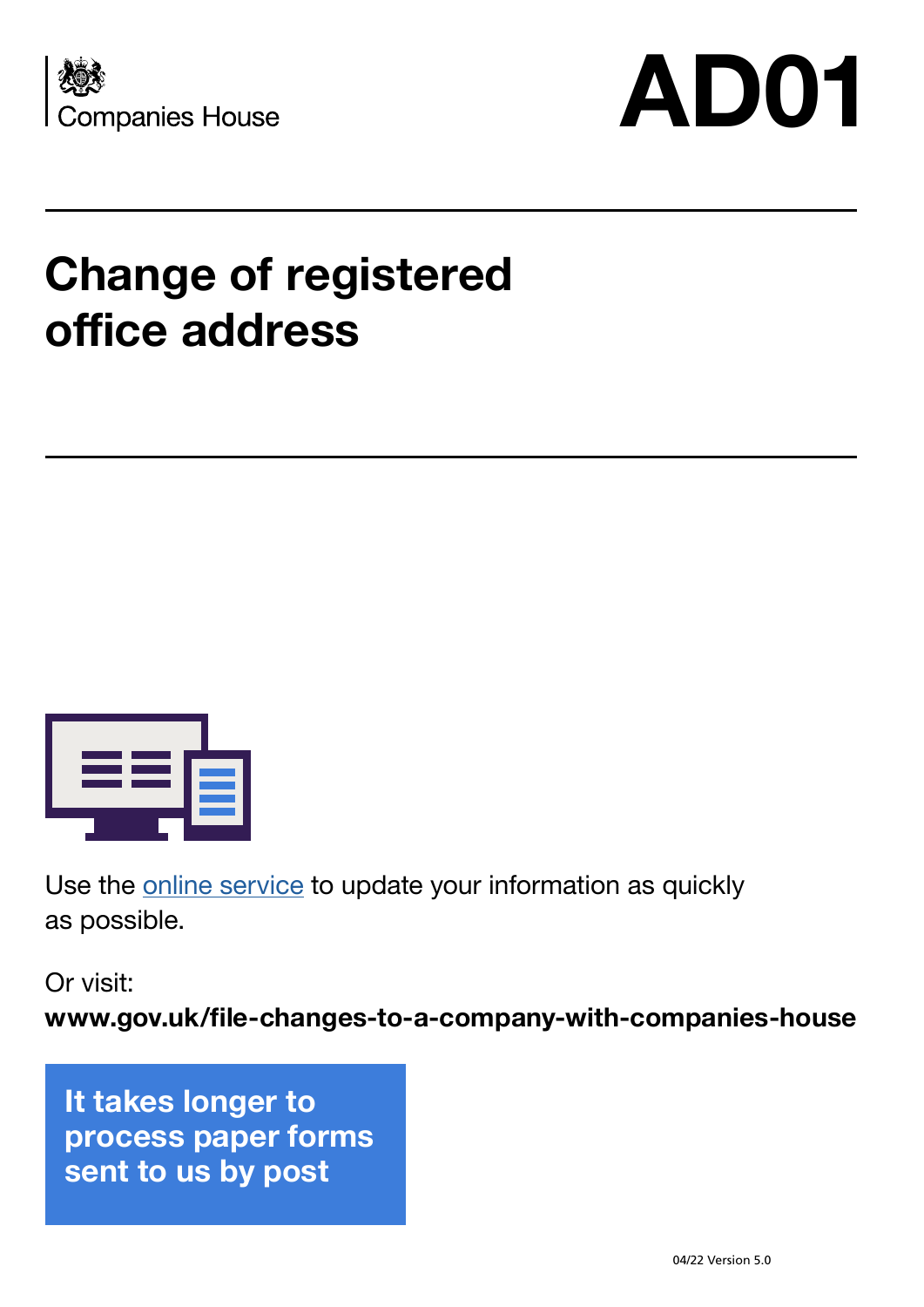Companies House

# AD01

## Change of registered office address

Use the [online service](#) to update your information as quickly as possible.

Or visit:
**www.gov.uk/file-changes-to-a-company-with-companies-house**

**It takes longer to process paper forms sent to us by post**

04/22 Version 5.0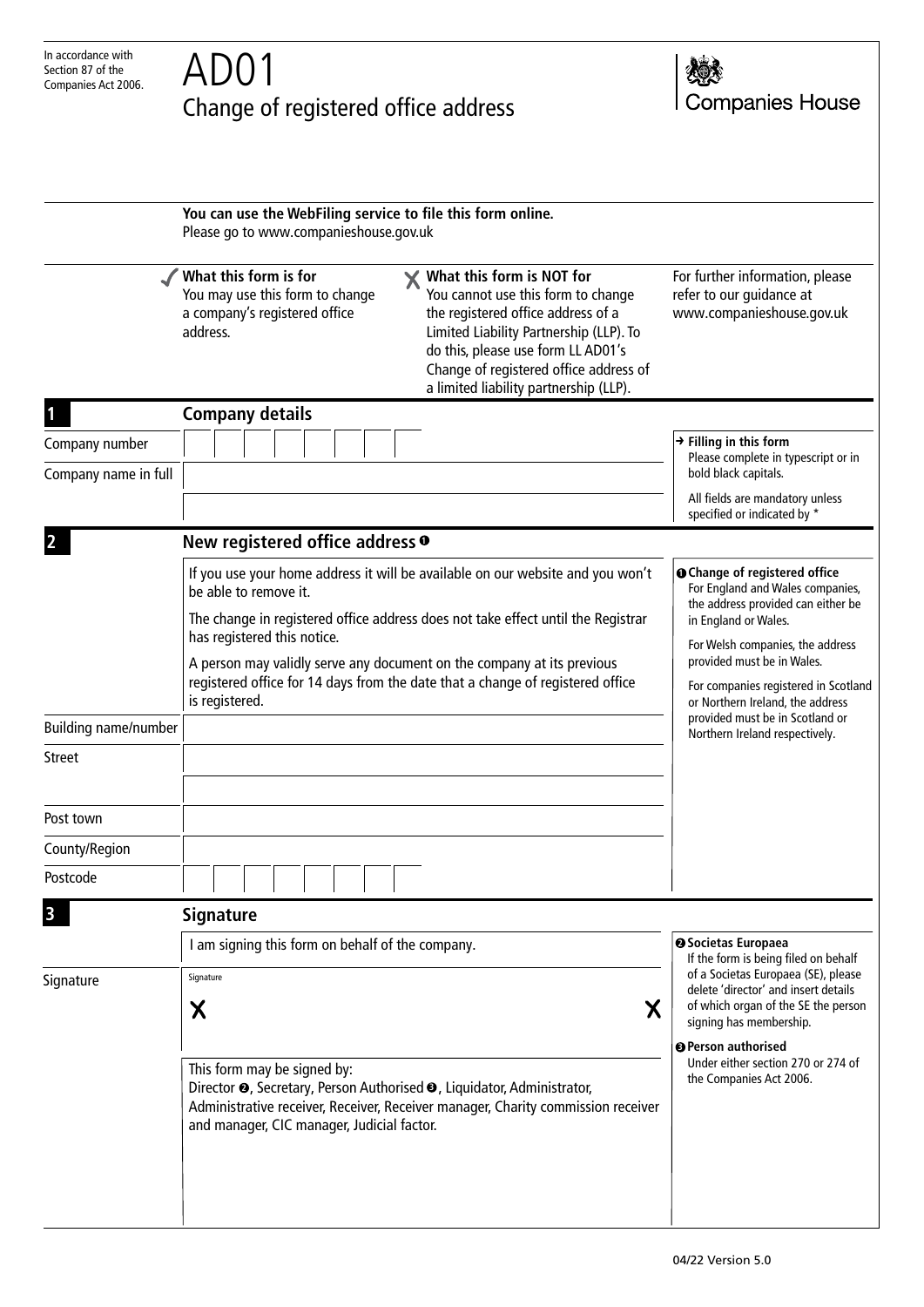In accordance with Section 87 of the Companies Act 2006.

# AD01

## Change of registered office address

Companies House

**You can use the WebFiling service to file this form online.**
Please go to www.companieshouse.gov.uk

✓ **What this form is for**
You may use this form to change a company's registered office address.

✗ **What this form is NOT for**
You cannot use this form to change the registered office address of a Limited Liability Partnership (LLP). To do this, please use form LL AD01's Change of registered office address of a limited liability partnership (LLP).

For further information, please refer to our guidance at www.companieshouse.gov.uk

## 1 Company details

Company number

Company name in full

→ **Filling in this form**
Please complete in typescript or in bold black capitals.

All fields are mandatory unless specified or indicated by *

## 2 New registered office address ❶

If you use your home address it will be available on our website and you won't be able to remove it.

The change in registered office address does not take effect until the Registrar has registered this notice.

A person may validly serve any document on the company at its previous registered office for 14 days from the date that a change of registered office is registered.

Building name/number

Street

Post town

County/Region

Postcode

❶ **Change of registered office**
For England and Wales companies, the address provided can either be in England or Wales.

For Welsh companies, the address provided must be in Wales.

For companies registered in Scotland or Northern Ireland, the address provided must be in Scotland or Northern Ireland respectively.

## 3 Signature

I am signing this form on behalf of the company.

Signature

Signature
X X

This form may be signed by:
Director ❷, Secretary, Person Authorised ❸, Liquidator, Administrator, Administrative receiver, Receiver, Receiver manager, Charity commission receiver and manager, CIC manager, Judicial factor.

❷ **Societas Europaea**
If the form is being filed on behalf of a Societas Europaea (SE), please delete 'director' and insert details of which organ of the SE the person signing has membership.

❸ **Person authorised**
Under either section 270 or 274 of the Companies Act 2006.

04/22 Version 5.0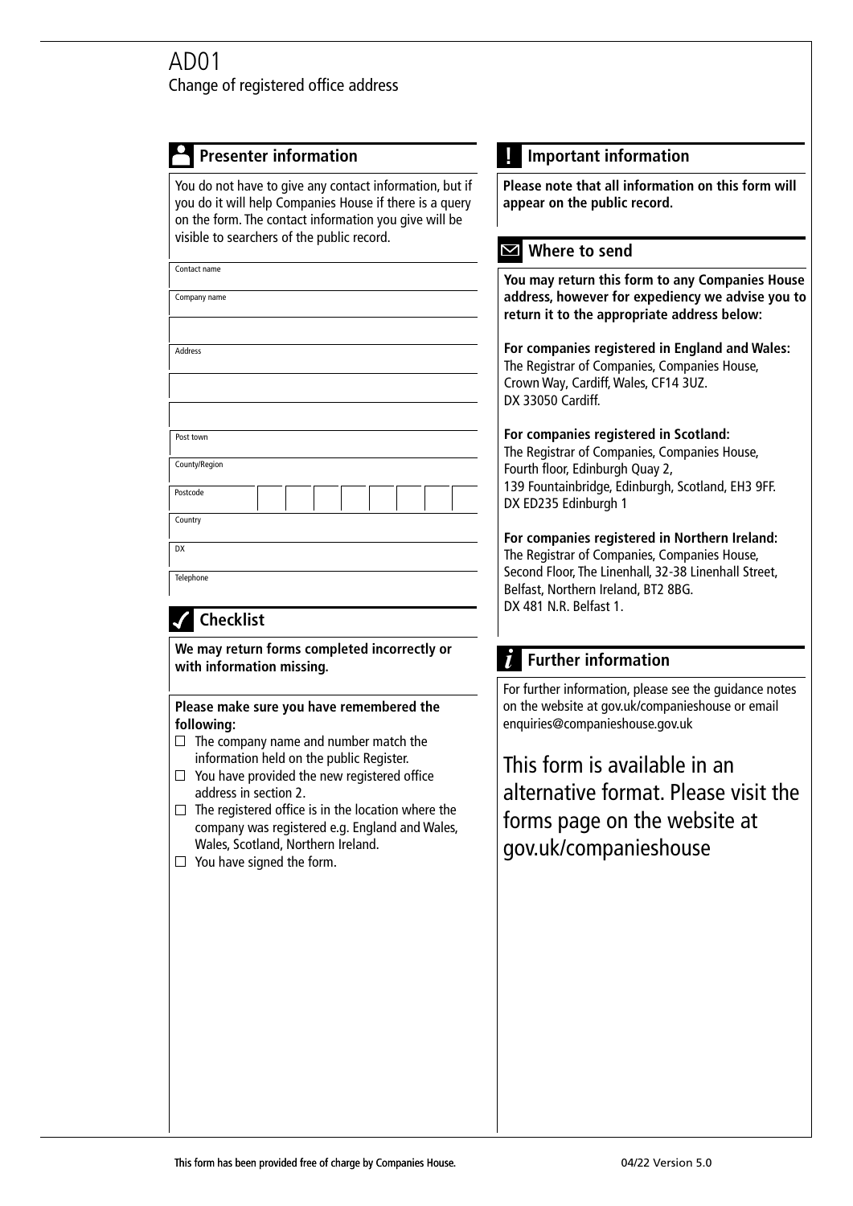# AD01
Change of registered office address

## Presenter information

You do not have to give any contact information, but if you do it will help Companies House if there is a query on the form. The contact information you give will be visible to searchers of the public record.

Contact name

Company name

Address

Post town

County/Region

Postcode

Country

DX

Telephone

## Checklist

**We may return forms completed incorrectly or with information missing.**

**Please make sure you have remembered the following:**

- ☐ The company name and number match the information held on the public Register.
- ☐ You have provided the new registered office address in section 2.
- ☐ The registered office is in the location where the company was registered e.g. England and Wales, Wales, Scotland, Northern Ireland.
- ☐ You have signed the form.

## Important information

**Please note that all information on this form will appear on the public record.**

## Where to send

**You may return this form to any Companies House address, however for expediency we advise you to return it to the appropriate address below:**

**For companies registered in England and Wales:**
The Registrar of Companies, Companies House,
Crown Way, Cardiff, Wales, CF14 3UZ.
DX 33050 Cardiff.

**For companies registered in Scotland:**
The Registrar of Companies, Companies House,
Fourth floor, Edinburgh Quay 2,
139 Fountainbridge, Edinburgh, Scotland, EH3 9FF.
DX ED235 Edinburgh 1

**For companies registered in Northern Ireland:**
The Registrar of Companies, Companies House,
Second Floor, The Linenhall, 32-38 Linenhall Street,
Belfast, Northern Ireland, BT2 8BG.
DX 481 N.R. Belfast 1.

## Further information

For further information, please see the guidance notes on the website at gov.uk/companieshouse or email enquiries@companieshouse.gov.uk

This form is available in an alternative format. Please visit the forms page on the website at gov.uk/companieshouse

This form has been provided free of charge by Companies House.

04/22 Version 5.0